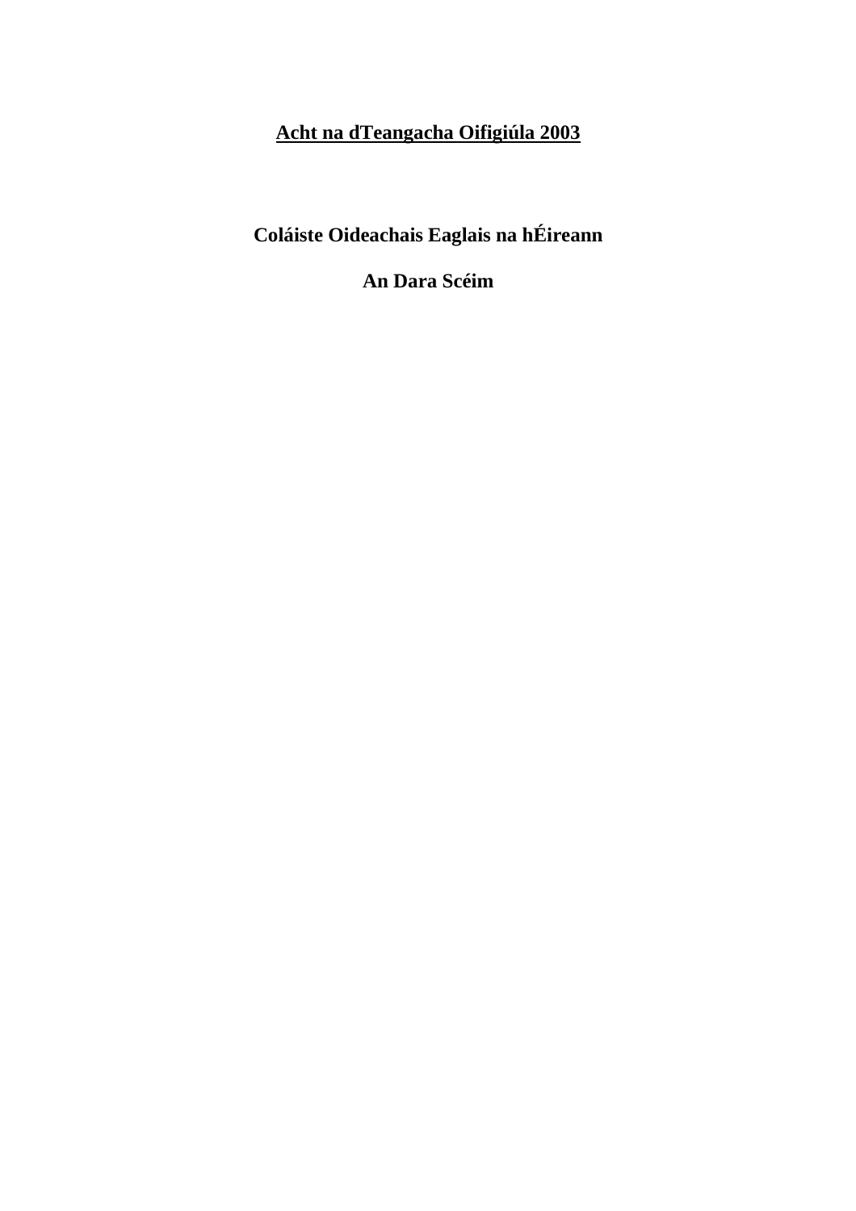# Acht na dTeangacha Oifigiúla 2003

## Coláiste Oideachais Eaglais na hÉireann

## An Dara Scéim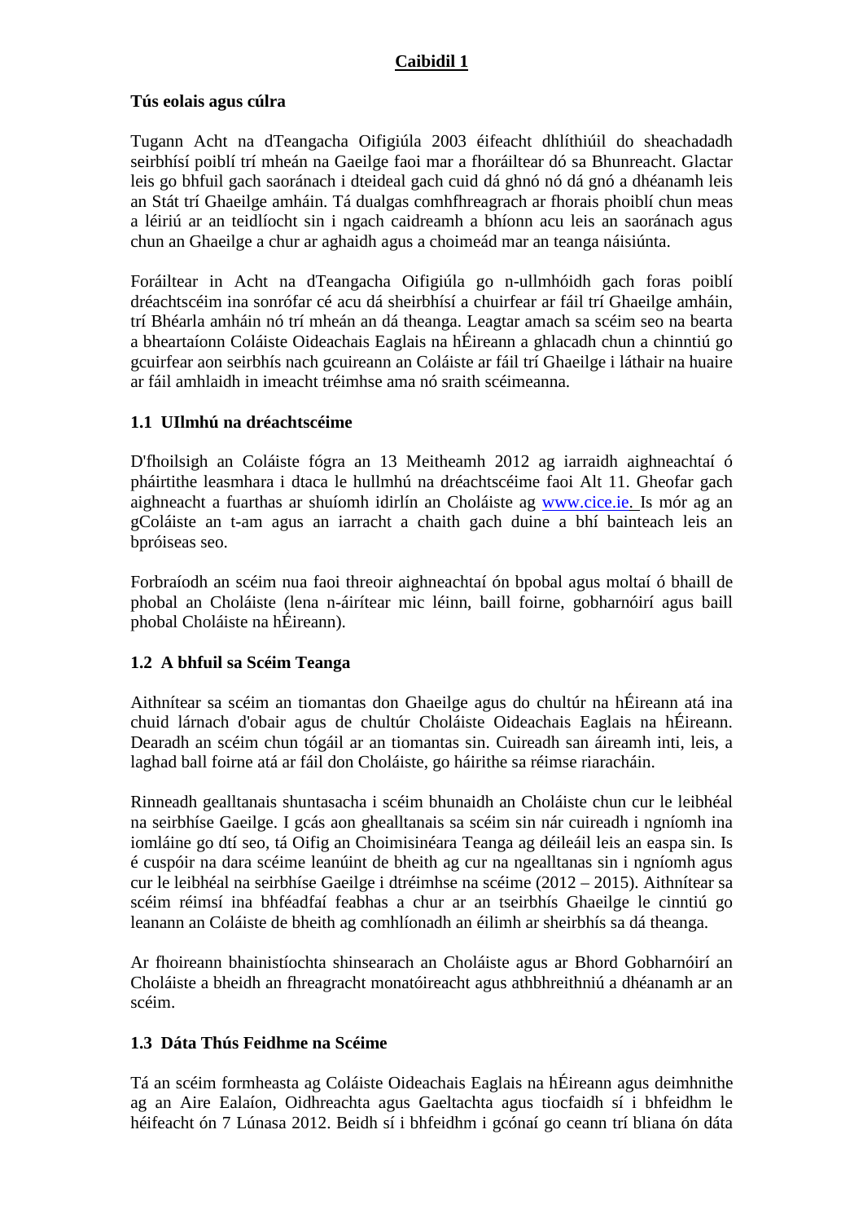## Caibidil 1

### Tús eolais agus cúlra

Tugann Acht na dTeangacha Oifigiúla 2003 éifeacht dhlíthiúil do sheachadadh seirbhísí poiblí trí mheán na Gaeilge faoi mar a fhoráiltear dó sa Bhunreacht. Glactar leis go bhfuil gach saoránach i dteideal gach cuid dá ghnó nó dá gnó a dhéanamh leis an Stát trí Ghaeilge amháin. Tá dualgas comhfhreagrach ar fhorais phoiblí chun meas a léiriú ar an teidlíocht sin i ngach caidreamh a bhíonn acu leis an saoránach agus chun an Ghaeilge a chur ar aghaidh agus a choimeád mar an teanga náisiúnta.

Foráiltear in Acht na dTeangacha Oifigiúla go n-ullmhóidh gach foras poiblí dréachtscéim ina sonrófar cé acu dá sheirbhísí a chuirfear ar fáil trí Ghaeilge amháin, trí Bhéarla amháin nó trí mheán an dá theanga. Leagtar amach sa scéim seo na bearta a bheartaíonn Coláiste Oideachais Eaglais na hÉireann a ghlacadh chun a chinntiú go gcuirfear aon seirbhís nach gcuireann an Coláiste ar fáil trí Ghaeilge i láthair na huaire ar fáil amhlaidh in imeacht tréimhse ama nó sraith scéimeanna.

### 1.1 UIlmhú na dréachtscéime

D'fhoilsigh an Coláiste fógra an 13 Meitheamh 2012 ag iarraidh aighneachtaí ó pháirtithe leasmhara i dtaca le hullmhú na dréachtscéime faoi Alt 11. Gheofar gach aighneacht a fuarthas ar shuíomh idirlín an Choláiste ag www.cice.ie. Is mór ag an gColáiste an t-am agus an iarracht a chaith gach duine a bhí bainteach leis an bpróiseas seo.

Forbraíodh an scéim nua faoi threoir aighneachtaí ón bpobal agus moltaí ó bhaill de phobal an Choláiste (lena n-áirítear mic léinn, baill foirne, gobharnóirí agus baill phobal Choláiste na hÉireann).

### 1.2 A bhfuil sa Scéim Teanga

Aithnítear sa scéim an tiomantas don Ghaeilge agus do chultúr na hÉireann atá ina chuid lárnach d'obair agus de chultúr Choláiste Oideachais Eaglais na hÉireann. Dearadh an scéim chun tógáil ar an tiomantas sin. Cuireadh san áireamh inti, leis, a laghad ball foirne atá ar fáil don Choláiste, go háirithe sa réimse riaracháin.

Rinneadh gealltanais shuntasacha i scéim bhunaidh an Choláiste chun cur le leibhéal na seirbhíse Gaeilge. I gcás aon ghealltanais sa scéim sin nár cuireadh i ngníomh ina iomláine go dtí seo, tá Oifig an Choimisinéara Teanga ag déileáil leis an easpa sin. Is é cuspóir na dara scéime leanúint de bheith ag cur na ngealltanas sin i ngníomh agus cur le leibhéal na seirbhíse Gaeilge i dtréimhse na scéime (2012 – 2015). Aithnítear sa scéim réimsí ina bhféadfaí feabhas a chur ar an tseirbhís Ghaeilge le cinntiú go leanann an Coláiste de bheith ag comhlíonadh an éilimh ar sheirbhís sa dá theanga.

Ar fhoireann bhainistíochta shinsearach an Choláiste agus ar Bhord Gobharnóirí an Choláiste a bheidh an fhreagracht monatóireacht agus athbhreithniú a dhéanamh ar an scéim.

### 1.3 Dáta Thús Feidhme na Scéime

Tá an scéim formheasta ag Coláiste Oideachais Eaglais na hÉireann agus deimhnithe ag an Aire Ealaíon, Oidhreachta agus Gaeltachta agus tiocfaidh sí i bhfeidhm le héifeacht ón 7 Lúnasa 2012. Beidh sí i bhfeidhm i gcónaí go ceann trí bliana ón dáta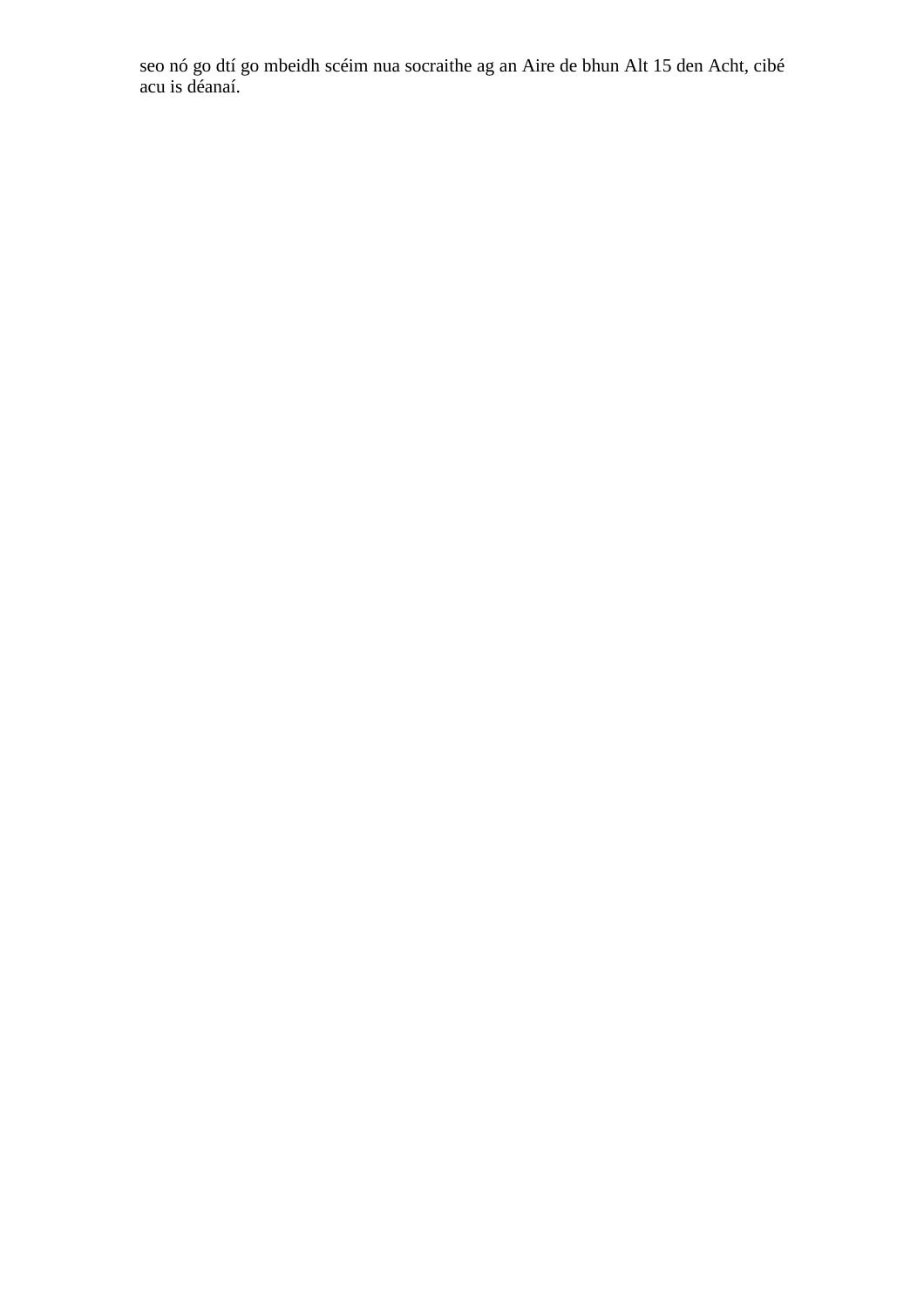seo nó go dtí go mbeidh scéim nua socraithe ag an Aire de bhun Alt 15 den Acht, cibé acu is déanaí.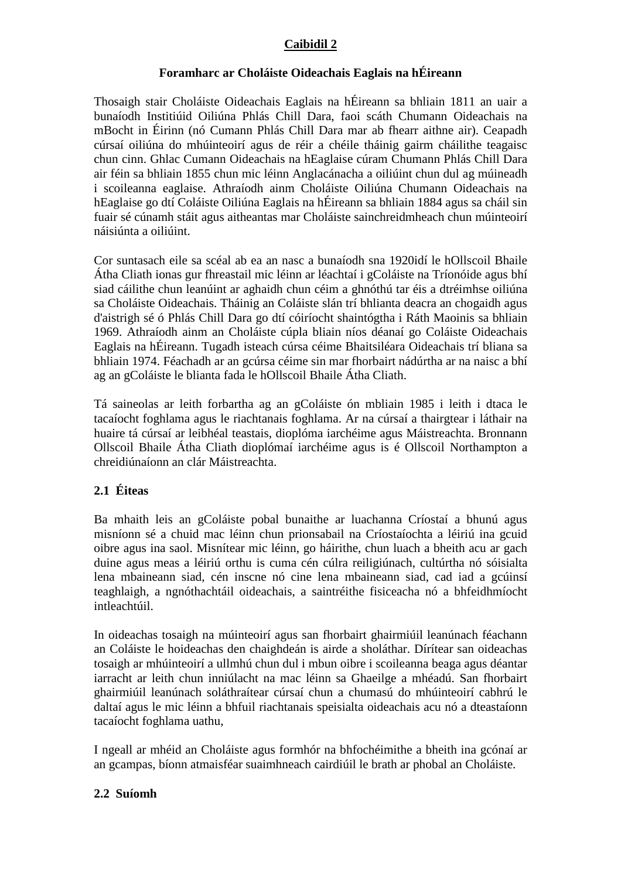# Caibidil 2

## Foramharc ar Choláiste Oideachais Eaglais na hÉireann

Thosaigh stair Choláiste Oideachais Eaglais na hÉireann sa bhliain 1811 an uair a bunaíodh Institiúid Oiliúna Phlás Chill Dara, faoi scáth Chumann Oideachais na mBocht in Éirinn (nó Cumann Phlás Chill Dara mar ab fhearr aithne air). Ceapadh cúrsaí oiliúna do mhúinteoirí agus de réir a chéile tháinig gairm cháilithe teagaisc chun cinn. Ghlac Cumann Oideachais na hEaglaise cúram Chumann Phlás Chill Dara air féin sa bhliain 1855 chun mic léinn Anglacánacha a oiliúint chun dul ag múineadh i scoileanna eaglaise. Athraíodh ainm Choláiste Oiliúna Chumann Oideachais na hEaglaise go dtí Coláiste Oiliúna Eaglais na hÉireann sa bhliain 1884 agus sa cháil sin fuair sé cúnamh stáit agus aitheantas mar Choláiste sainchreidmheach chun múinteoirí náisiúnta a oiliúint.

Cor suntasach eile sa scéal ab ea an nasc a bunaíodh sna 1920idí le hOllscoil Bhaile Átha Cliath ionas gur fhreastail mic léinn ar léachtaí i gColáiste na Tríonóide agus bhí siad cáilithe chun leanúint ar aghaidh chun céim a ghnóthú tar éis a dtréimhse oiliúna sa Choláiste Oideachais. Tháinig an Coláiste slán trí bhlianta deacra an chogaidh agus d'aistrigh sé ó Phlás Chill Dara go dtí cóiríocht shaintógtha i Ráth Maoinis sa bhliain 1969. Athraíodh ainm an Choláiste cúpla bliain níos déanaí go Coláiste Oideachais Eaglais na hÉireann. Tugadh isteach cúrsa céime Bhaitsiléara Oideachais trí bliana sa bhliain 1974. Féachadh ar an gcúrsa céime sin mar fhorbairt nádúrtha ar na naisc a bhí ag an gColáiste le blianta fada le hOllscoil Bhaile Átha Cliath.

Tá saineolas ar leith forbartha ag an gColáiste ón mbliain 1985 i leith i dtaca le tacaíocht foghlama agus le riachtanais foghlama. Ar na cúrsaí a thairgtear i láthair na huaire tá cúrsaí ar leibhéal teastais, dioplóma iarchéime agus Máistreachta. Bronnann Ollscoil Bhaile Átha Cliath dioplómaí iarchéime agus is é Ollscoil Northampton a chreidiúnaíonn an clár Máistreachta.

### 2.1 Éiteas

Ba mhaith leis an gColáiste pobal bunaithe ar luachanna Críostaí a bhunú agus misníonn sé a chuid mac léinn chun prionsabail na Críostaíochta a léiriú ina gcuid oibre agus ina saol. Misnítear mic léinn, go háirithe, chun luach a bheith acu ar gach duine agus meas a léiriú orthu is cuma cén cúlra reiligiúnach, cultúrtha nó sóisialta lena mbaineann siad, cén inscne nó cine lena mbaineann siad, cad iad a gcúinsí teaghlaigh, a ngnóthachtáil oideachais, a saintréithe fisiceacha nó a bhfeidhmíocht intleachtúil.

In oideachas tosaigh na múinteoirí agus san fhorbairt ghairmiúil leanúnach féachann an Coláiste le hoideachas den chaighdeán is airde a sholáthar. Dírítear san oideachas tosaigh ar mhúinteoirí a ullmhú chun dul i mbun oibre i scoileanna beaga agus déantar iarracht ar leith chun inniúlacht na mac léinn sa Ghaeilge a mhéadú. San fhorbairt ghairmiúil leanúnach soláthraítear cúrsaí chun a chumasú do mhúinteoirí cabhrú le daltaí agus le mic léinn a bhfuil riachtanais speisialta oideachais acu nó a dteastaíonn tacaíocht foghlama uathu,

I ngeall ar mhéid an Choláiste agus formhór na bhfochéimithe a bheith ina gcónaí ar an gcampas, bíonn atmaisféar suaimhneach cairdiúil le brath ar phobal an Choláiste.

### 2.2 Suíomh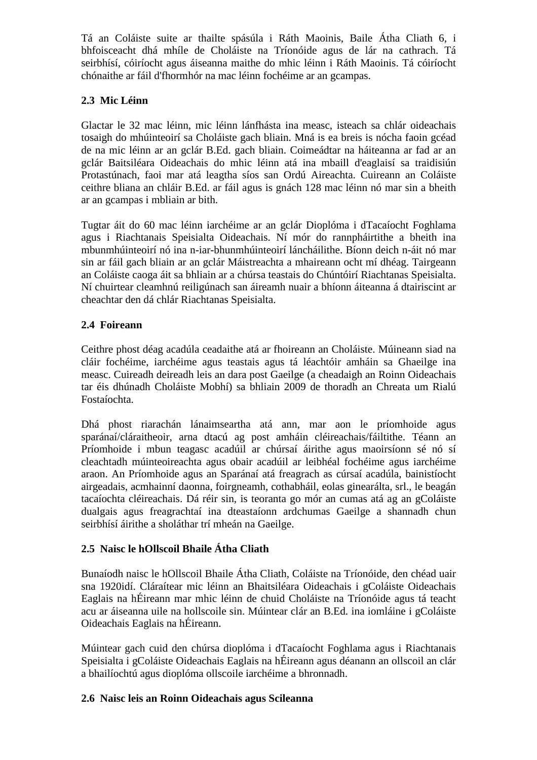Tá an Coláiste suite ar thailte spásúla i Ráth Maoinis, Baile Átha Cliath 6, i bhfoisceacht dhá mhíle de Choláiste na Tríonóide agus de lár na cathrach. Tá seirbhísí, cóiríocht agus áiseanna maithe do mhic léinn i Ráth Maoinis. Tá cóiríocht chónaithe ar fáil d'fhormhór na mac léinn fochéime ar an gcampas.

## 2.3 Mic Léinn

Glactar le 32 mac léinn, mic léinn lánfhásta ina measc, isteach sa chlár oideachais tosaigh do mhúinteoirí sa Choláiste gach bliain. Mná is ea breis is nócha faoin gcéad de na mic léinn ar an gclár B.Ed. gach bliain. Coimeádtar na háiteanna ar fad ar an gclár Baitsiléara Oideachais do mhic léinn atá ina mbaill d'eaglaisí sa traidisiún Protastúnach, faoi mar atá leagtha síos san Ordú Aireachta. Cuireann an Coláiste ceithre bliana an chláir B.Ed. ar fáil agus is gnách 128 mac léinn nó mar sin a bheith ar an gcampas i mbliain ar bith.

Tugtar áit do 60 mac léinn iarchéime ar an gclár Dioplóma i dTacaíocht Foghlama agus i Riachtanais Speisialta Oideachais. Ní mór do rannpháirtithe a bheith ina mbunmhúinteoirí nó ina n-iar-bhunmhúinteoirí láncháilithe. Bíonn deich n-áit nó mar sin ar fáil gach bliain ar an gclár Máistreachta a mhaireann ocht mí dhéag. Tairgeann an Coláiste caoga áit sa bhliain ar a chúrsa teastais do Chúntóirí Riachtanas Speisialta. Ní chuirtear cleamhnú reiligúnach san áireamh nuair a bhíonn áiteanna á dtairiscint ar cheachtar den dá chlár Riachtanas Speisialta.

## 2.4 Foireann

Ceithre phost déag acadúla ceadaithe atá ar fhoireann an Choláiste. Múineann siad na cláir fochéime, iarchéime agus teastais agus tá léachtóir amháin sa Ghaeilge ina measc. Cuireadh deireadh leis an dara post Gaeilge (a cheadaigh an Roinn Oideachais tar éis dhúnadh Choláiste Mobhí) sa bhliain 2009 de thoradh an Chreata um Rialú Fostaíochta.

Dhá phost riarachán lánaimseartha atá ann, mar aon le príomhoide agus sparánaí/cláraitheoir, arna dtacú ag post amháin cléireachais/fáiltithe. Téann an Príomhoide i mbun teagasc acadúil ar chúrsaí áirithe agus maoirsíonn sé nó sí cleachtadh múinteoireachta agus obair acadúil ar leibhéal fochéime agus iarchéime araon. An Príomhoide agus an Sparánaí atá freagrach as cúrsaí acadúla, bainistíocht airgeadais, acmhainní daonna, foirgneamh, cothabháil, eolas ginearálta, srl., le beagán tacaíochta cléireachais. Dá réir sin, is teoranta go mór an cumas atá ag an gColáiste dualgais agus freagrachtaí ina dteastaíonn ardchumas Gaeilge a shannadh chun seirbhísí áirithe a sholáthar trí mheán na Gaeilge.

## 2.5 Naisc le hOllscoil Bhaile Átha Cliath

Bunaíodh naisc le hOllscoil Bhaile Átha Cliath, Coláiste na Tríonóide, den chéad uair sna 1920idí. Cláraítear mic léinn an Bhaitsiléara Oideachais i gColáiste Oideachais Eaglais na hÉireann mar mhic léinn de chuid Choláiste na Tríonóide agus tá teacht acu ar áiseanna uile na hollscoile sin. Múintear clár an B.Ed. ina iomláine i gColáiste Oideachais Eaglais na hÉireann.

Múintear gach cuid den chúrsa dioplóma i dTacaíocht Foghlama agus i Riachtanais Speisialta i gColáiste Oideachais Eaglais na hÉireann agus déanann an ollscoil an clár a bhailíochtú agus dioplóma ollscoile iarchéime a bhronnadh.

## 2.6 Naisc leis an Roinn Oideachais agus Scileanna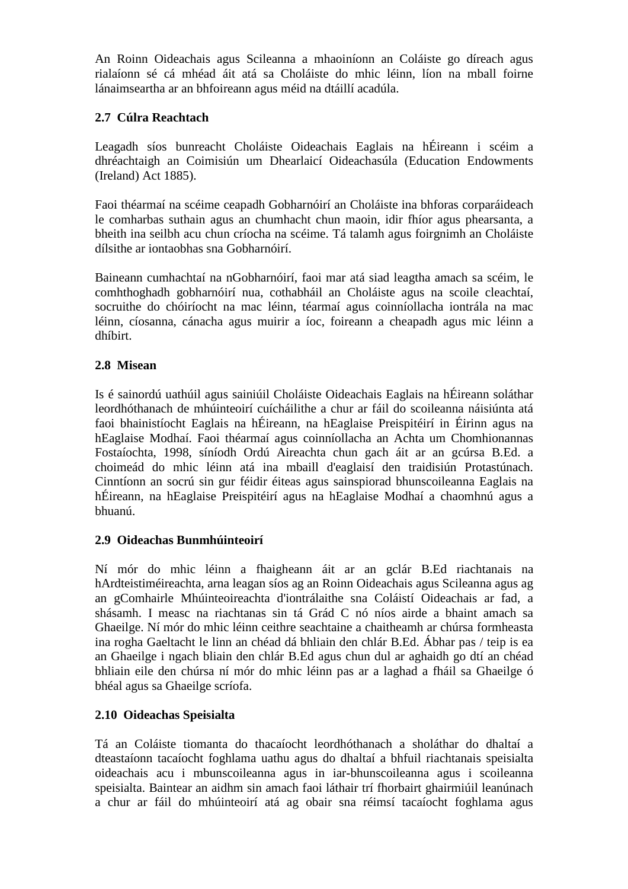An Roinn Oideachais agus Scileanna a mhaoiníonn an Coláiste go díreach agus rialaíonn sé cá mhéad áit atá sa Choláiste do mhic léinn, líon na mball foirne lánaimseartha ar an bhfoireann agus méid na dtáillí acadúla.

## 2.7 Cúlra Reachtach

Leagadh síos bunreacht Choláiste Oideachais Eaglais na hÉireann i scéim a dhréachtaigh an Coimisiún um Dhearlaicí Oideachasúla (Education Endowments (Ireland) Act 1885).

Faoi théarmaí na scéime ceapadh Gobharnóirí an Choláiste ina bhforas corparáideach le comharbas suthain agus an chumhacht chun maoin, idir fhíor agus phearsanta, a bheith ina seilbh acu chun críocha na scéime. Tá talamh agus foirgnimh an Choláiste dílsithe ar iontaobhas sna Gobharnóirí.

Baineann cumhachtaí na nGobharnóirí, faoi mar atá siad leagtha amach sa scéim, le comhthoghadh gobharnóirí nua, cothabháil an Choláiste agus na scoile cleachtaí, socruithe do chóiríocht na mac léinn, téarmaí agus coinníollacha iontrála na mac léinn, cíosanna, cánacha agus muirir a íoc, foireann a cheapadh agus mic léinn a dhíbirt.

## 2.8 Misean

Is é sainordú uathúil agus sainiúil Choláiste Oideachais Eaglais na hÉireann soláthar leordhóthanach de mhúinteoirí cuícháilithe a chur ar fáil do scoileanna náisiúnta atá faoi bhainistíocht Eaglais na hÉireann, na hEaglaise Preispitéirí in Éirinn agus na hEaglaise Modhaí. Faoi théarmaí agus coinníollacha an Achta um Chomhionannas Fostaíochta, 1998, síníodh Ordú Aireachta chun gach áit ar an gcúrsa B.Ed. a choimeád do mhic léinn atá ina mbaill d'eaglaisí den traidisiún Protastúnach. Cinntíonn an socrú sin gur féidir éiteas agus sainspiorad bhunscoileanna Eaglais na hÉireann, na hEaglaise Preispitéirí agus na hEaglaise Modhaí a chaomhnú agus a bhuanú.

## 2.9 Oideachas Bunmhúinteoirí

Ní mór do mhic léinn a fhaigheann áit ar an gclár B.Ed riachtanais na hArdteistiméireachta, arna leagan síos ag an Roinn Oideachais agus Scileanna agus ag an gComhairle Mhúinteoireachta d'iontrálaithe sna Coláistí Oideachais ar fad, a shásamh. I measc na riachtanas sin tá Grád C nó níos airde a bhaint amach sa Ghaeilge. Ní mór do mhic léinn ceithre seachtaine a chaitheamh ar chúrsa formheasta ina rogha Gaeltacht le linn an chéad dá bhliain den chlár B.Ed. Ábhar pas / teip is ea an Ghaeilge i ngach bliain den chlár B.Ed agus chun dul ar aghaidh go dtí an chéad bhliain eile den chúrsa ní mór do mhic léinn pas ar a laghad a fháil sa Ghaeilge ó bhéal agus sa Ghaeilge scríofa.

## 2.10 Oideachas Speisialta

Tá an Coláiste tiomanta do thacaíocht leordhóthanach a sholáthar do dhaltaí a dteastaíonn tacaíocht foghlama uathu agus do dhaltaí a bhfuil riachtanais speisialta oideachais acu i mbunscoileanna agus in iar-bhunscoileanna agus i scoileanna speisialta. Baintear an aidhm sin amach faoi láthair trí fhorbairt ghairmiúil leanúnach a chur ar fáil do mhúinteoirí atá ag obair sna réimsí tacaíocht foghlama agus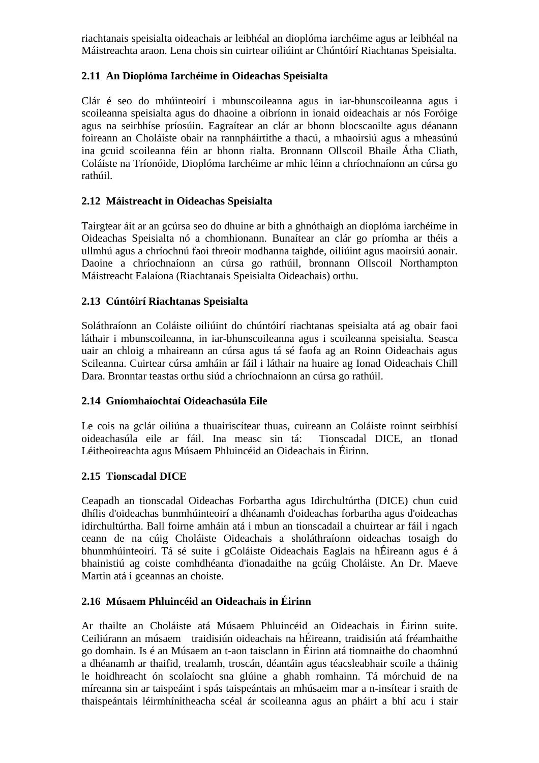riachtanais speisialta oideachais ar leibhéal an dioplóma iarchéime agus ar leibhéal na Máistreachta araon. Lena chois sin cuirtear oiliúint ar Chúntóirí Riachtanas Speisialta.

## 2.11 An Dioplóma Iarchéime in Oideachas Speisialta

Clár é seo do mhúinteoirí i mbunscoileanna agus in iar-bhunscoileanna agus i scoileanna speisialta agus do dhaoine a oibríonn in ionaid oideachais ar nós Foróige agus na seirbhíse príosúin. Eagraítear an clár ar bhonn blocscaoilte agus déanann foireann an Choláiste obair na rannpháirtithe a thacú, a mhaoirsiú agus a mheasúnú ina gcuid scoileanna féin ar bhonn rialta. Bronnann Ollscoil Bhaile Átha Cliath, Coláiste na Tríonóide, Dioplóma Iarchéime ar mhic léinn a chríochnaíonn an cúrsa go rathúil.

## 2.12 Máistreacht in Oideachas Speisialta

Tairgtear áit ar an gcúrsa seo do dhuine ar bith a ghnóthaigh an dioplóma iarchéime in Oideachas Speisialta nó a chomhionann. Bunaítear an clár go príomha ar théis a ullmhú agus a chríochnú faoi threoir modhanna taighde, oiliúint agus maoirsiú aonair. Daoine a chríochnaíonn an cúrsa go rathúil, bronnann Ollscoil Northampton Máistreacht Ealaíona (Riachtanais Speisialta Oideachais) orthu.

## 2.13 Cúntóirí Riachtanas Speisialta

Soláthraíonn an Coláiste oiliúint do chúntóirí riachtanas speisialta atá ag obair faoi láthair i mbunscoileanna, in iar-bhunscoileanna agus i scoileanna speisialta. Seasca uair an chloig a mhaireann an cúrsa agus tá sé faofa ag an Roinn Oideachais agus Scileanna. Cuirtear cúrsa amháin ar fáil i láthair na huaire ag Ionad Oideachais Chill Dara. Bronntar teastas orthu siúd a chríochnaíonn an cúrsa go rathúil.

## 2.14 Gníomhaíochtaí Oideachasúla Eile

Le cois na gclár oiliúna a thuairiscítear thuas, cuireann an Coláiste roinnt seirbhísí oideachasúla eile ar fáil. Ina measc sin tá: Tionscadal DICE, an tIonad Léitheoireachta agus Músaem Phluincéid an Oideachais in Éirinn.

## 2.15 Tionscadal DICE

Ceapadh an tionscadal Oideachas Forbartha agus Idirchultúrtha (DICE) chun cuid dhílis d'oideachas bunmhúinteoirí a dhéanamh d'oideachas forbartha agus d'oideachas idirchultúrtha. Ball foirne amháin atá i mbun an tionscadail a chuirtear ar fáil i ngach ceann de na cúig Choláiste Oideachais a sholáthraíonn oideachas tosaigh do bhunmhúinteoirí. Tá sé suite i gColáiste Oideachais Eaglais na hÉireann agus é á bhainistiú ag coiste comhdhéanta d'ionadaithe na gcúig Choláiste. An Dr. Maeve Martin atá i gceannas an choiste.

## 2.16 Músaem Phluincéid an Oideachais in Éirinn

Ar thailte an Choláiste atá Músaem Phluincéid an Oideachais in Éirinn suite. Ceiliúrann an músaem traidisiún oideachais na hÉireann, traidisiún atá fréamhaithe go domhain. Is é an Músaem an t-aon taisclann in Éirinn atá tiomnaithe do chaomhnú a dhéanamh ar thaifid, trealamh, troscán, déantáin agus téacsleabhair scoile a tháinig le hoidhreacht ón scolaíocht sna glúine a ghabh romhainn. Tá mórchuid de na míreanna sin ar taispeáint i spás taispeántais an mhúsaeim mar a n-insítear i sraith de thaispeántais léirmhínitheacha scéal ár scoileanna agus an pháirt a bhí acu i stair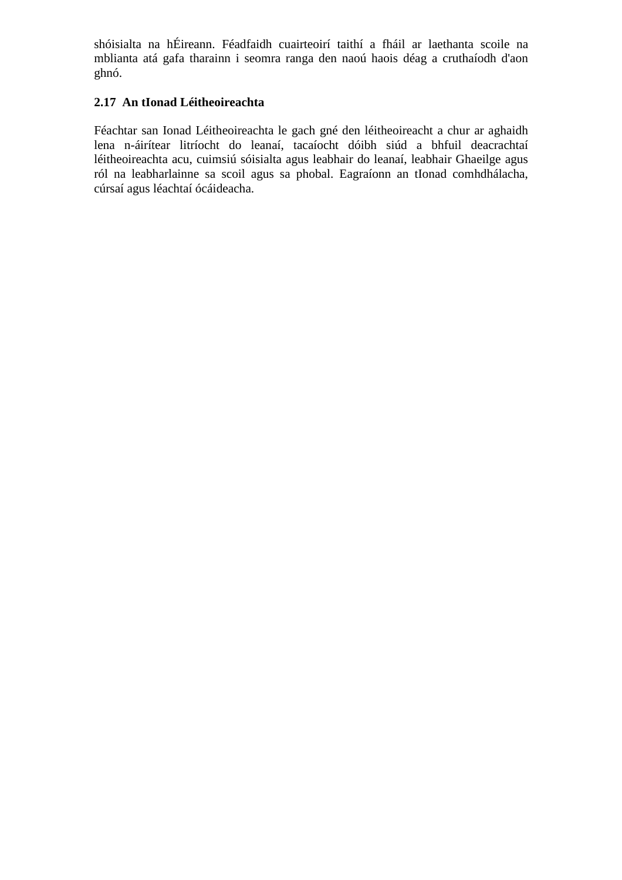shóisialta na hÉireann. Féadfaidh cuairteoirí taithí a fháil ar laethanta scoile na mblianta atá gafa tharainn i seomra ranga den naoú haois déag a cruthaíodh d'aon ghnó.

## 2.17 An tIonad Léitheoireachta

Féachtar san Ionad Léitheoireachta le gach gné den léitheoireacht a chur ar aghaidh lena n-áirítear litríocht do leanaí, tacaíocht dóibh siúd a bhfuil deacrachtaí léitheoireachta acu, cuimsiú sóisialta agus leabhair do leanaí, leabhair Ghaeilge agus ról na leabharlainne sa scoil agus sa phobal. Eagraíonn an tIonad comhdhálacha, cúrsaí agus léachtaí ócáideacha.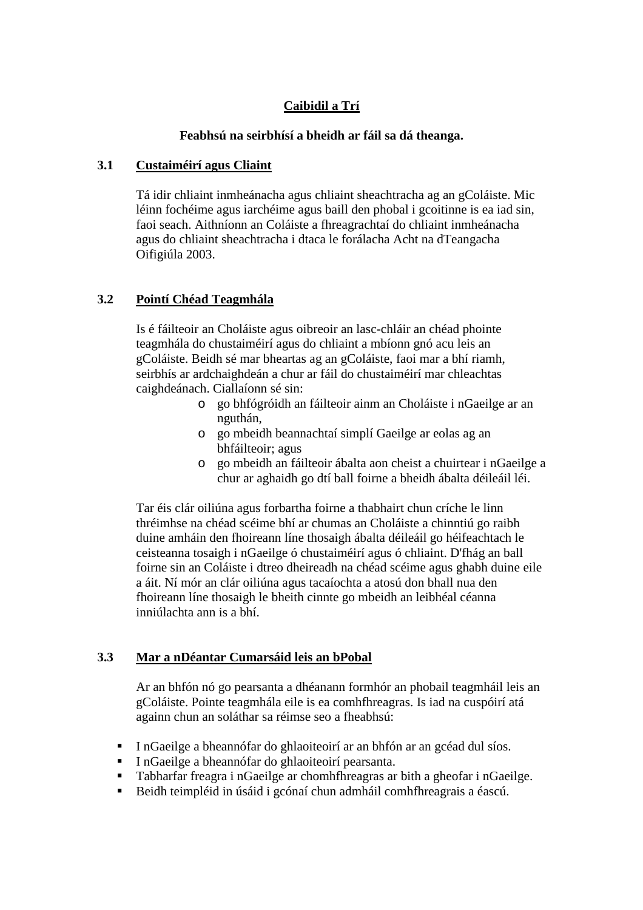# Caibidil a Trí

## Feabhsú na seirbhísí a bheidh ar fáil sa dá theanga.

### 3.1 Custaiméirí agus Cliaint

Tá idir chliaint inmheánacha agus chliaint sheachtracha ag an gColáiste. Mic léinn fochéime agus iarchéime agus baill den phobal i gcoitinne is ea iad sin, faoi seach. Aithníonn an Coláiste a fhreagrachtaí do chliaint inmheánacha agus do chliaint sheachtracha i dtaca le forálacha Acht na dTeangacha Oifigiúla 2003.

### 3.2 Pointí Chéad Teagmhála

Is é fáilteoir an Choláiste agus oibreoir an lasc-chláir an chéad phointe teagmhála do chustaiméirí agus do chliaint a mbíonn gnó acu leis an gColáiste. Beidh sé mar bheartas ag an gColáiste, faoi mar a bhí riamh, seirbhís ar ardchaighdeán a chur ar fáil do chustaiméirí mar chleachtas caighdeánach. Ciallaíonn sé sin:

- go bhfógróidh an fáilteoir ainm an Choláiste i nGaeilge ar an nguthán,
- go mbeidh beannachtaí simplí Gaeilge ar eolas ag an bhfáilteoir; agus
- go mbeidh an fáilteoir ábalta aon cheist a chuirtear i nGaeilge a chur ar aghaidh go dtí ball foirne a bheidh ábalta déileáil léi.

Tar éis clár oiliúna agus forbartha foirne a thabhairt chun críche le linn thréimhse na chéad scéime bhí ar chumas an Choláiste a chinntiú go raibh duine amháin den fhoireann líne thosaigh ábalta déileáil go héifeachtach le ceisteanna tosaigh i nGaeilge ó chustaiméirí agus ó chliaint. D'fhág an ball foirne sin an Coláiste i dtreo dheireadh na chéad scéime agus ghabh duine eile a áit. Ní mór an clár oiliúna agus tacaíochta a atosú don bhall nua den fhoireann líne thosaigh le bheith cinnte go mbeidh an leibhéal céanna inniúlachta ann is a bhí.

### 3.3 Mar a nDéantar Cumarsáid leis an bPobal

Ar an bhfón nó go pearsanta a dhéanann formhór an phobail teagmháil leis an gColáiste. Pointe teagmhála eile is ea comhfhreagras. Is iad na cuspóirí atá againn chun an soláthar sa réimse seo a fheabhsú:

- I nGaeilge a bheannófar do ghlaoiteoirí ar an bhfón ar an gcéad dul síos.
- I nGaeilge a bheannófar do ghlaoiteoirí pearsanta.
- Tabharfar freagra i nGaeilge ar chomhfhreagras ar bith a gheofar i nGaeilge.
- Beidh teimpléid in úsáid i gcónaí chun admháil comhfhreagrais a éascú.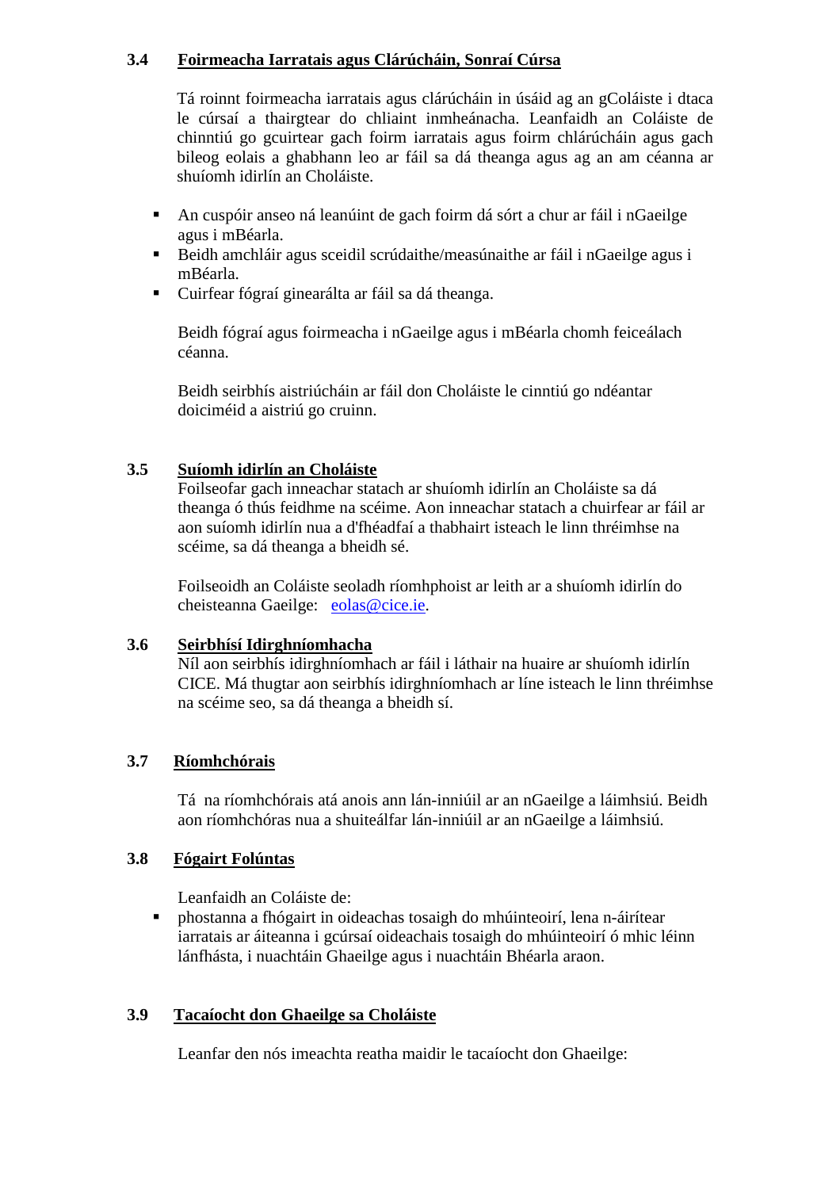### 3.4 Foirmeacha Iarratais agus Clárúcháin, Sonraí Cúrsa

Tá roinnt foirmeacha iarratais agus clárúcháin in úsáid ag an gColáiste i dtaca le cúrsaí a thairgtear do chliaint inmheánacha. Leanfaidh an Coláiste de chinntiú go gcuirtear gach foirm iarratais agus gach foirm chlárúcháin agus gach bileog eolais a ghabhann leo ar fáil sa dá theanga agus ag an am céanna ar shuíomh idirlín an Choláiste.

- An cuspóir anseo ná leanúint de gach foirm dá sórt a chur ar fáil i nGaeilge agus i mBéarla.
- Beidh amchláir agus sceidil scrúdaithe/measúnaithe ar fáil i nGaeilge agus i mBéarla.
- Cuirfear fógraí ginearálta ar fáil sa dá theanga.

Beidh fógraí agus foirmeacha i nGaeilge agus i mBéarla chomh feiceálach céanna.

Beidh seirbhís aistriúcháin ar fáil don Choláiste le cinntiú go ndéantar doiciméid a aistriú go cruinn.

### 3.5 Suíomh idirlín an Choláiste

Foilseofar gach inneachar statach ar shuíomh idirlín an Choláiste sa dá theanga ó thús feidhme na scéime. Aon inneachar statach a chuirfear ar fáil ar aon suíomh idirlín nua a d'fhéadfaí a thabhairt isteach le linn thréimhse na scéime, sa dá theanga a bheidh sé.

Foilseoidh an Coláiste seoladh ríomhphoist ar leith ar a shuíomh idirlín do cheisteanna Gaeilge: eolas@cice.ie.

### 3.6 Seirbhísí Idirghníomhacha

Níl aon seirbhís idirghníomhach ar fáil i láthair na huaire ar shuíomh idirlín CICE. Má thugtar aon seirbhís idirghníomhach ar líne isteach le linn thréimhse na scéime seo, sa dá theanga a bheidh sí.

### 3.7 Ríomhchórais

Tá na ríomhchórais atá anois ann lán-inniúil ar an nGaeilge a láimhsiú. Beidh aon ríomhchóras nua a shuiteálfar lán-inniúil ar an nGaeilge a láimhsiú.

### 3.8 Fógairt Folúntas

Leanfaidh an Coláiste de:

- phostanna a fhógairt in oideachas tosaigh do mhúinteoirí, lena n-áirítear iarratais ar áiteanna i gcúrsaí oideachais tosaigh do mhúinteoirí ó mhic léinn lánfhásta, i nuachtáin Ghaeilge agus i nuachtáin Bhéarla araon.

### 3.9 Tacaíocht don Ghaeilge sa Choláiste

Leanfar den nós imeachta reatha maidir le tacaíocht don Ghaeilge: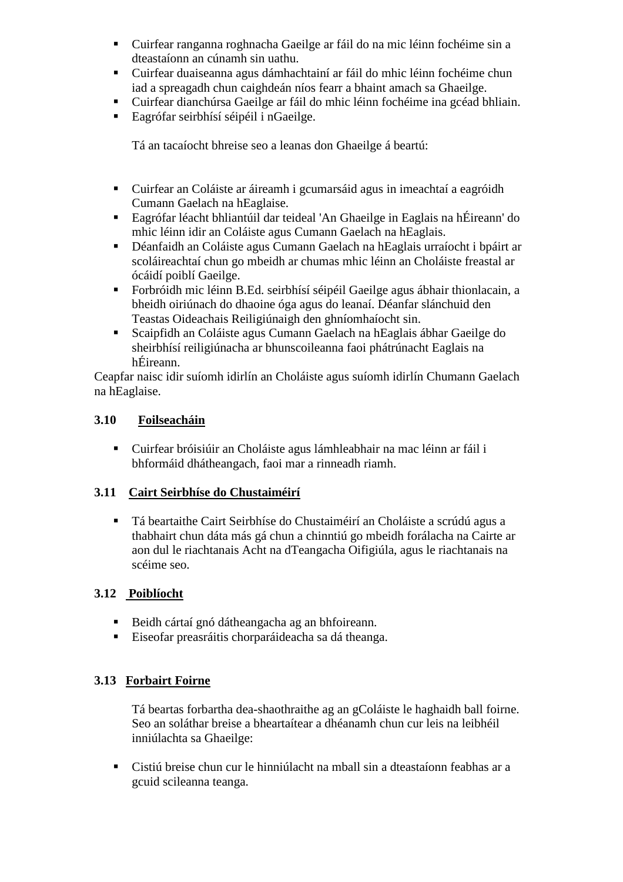- Cuirfear ranganna roghnacha Gaeilge ar fáil do na mic léinn fochéime sin a dteastaíonn an cúnamh sin uathu.
- Cuirfear duaiseanna agus dámhachtainí ar fáil do mhic léinn fochéime chun iad a spreagadh chun caighdeán níos fearr a bhaint amach sa Ghaeilge.
- Cuirfear dianchúrsa Gaeilge ar fáil do mhic léinn fochéime ina gcéad bhliain.
- Eagrófar seirbhísí séipéil i nGaeilge.

Tá an tacaíocht bhreise seo a leanas don Ghaeilge á beartú:

- Cuirfear an Coláiste ar áireamh i gcumarsáid agus in imeachtaí a eagróidh Cumann Gaelach na hEaglaise.
- Eagrófar léacht bhliantúil dar teideal 'An Ghaeilge in Eaglais na hÉireann' do mhic léinn idir an Coláiste agus Cumann Gaelach na hEaglais.
- Déanfaidh an Coláiste agus Cumann Gaelach na hEaglais urraíocht i bpáirt ar scoláireachtaí chun go mbeidh ar chumas mhic léinn an Choláiste freastal ar ócáidí poiblí Gaeilge.
- Forbróidh mic léinn B.Ed. seirbhísí séipéil Gaeilge agus ábhair thionlacain, a bheidh oiriúnach do dhaoine óga agus do leanaí. Déanfar slánchuid den Teastas Oideachais Reiligiúnaigh den ghníomhaíocht sin.
- Scaipfidh an Coláiste agus Cumann Gaelach na hEaglais ábhar Gaeilge do sheirbhísí reiligiúnacha ar bhunscoileanna faoi phátrúnacht Eaglais na hÉireann.

Ceapfar naisc idir suíomh idirlín an Choláiste agus suíomh idirlín Chumann Gaelach na hEaglaise.

### 3.10 Foilseacháin

- Cuirfear bróisiúir an Choláiste agus lámhleabhair na mac léinn ar fáil i bhformáid dhátheangach, faoi mar a rinneadh riamh.

### 3.11 Cairt Seirbhíse do Chustaiméirí

- Tá beartaithe Cairt Seirbhíse do Chustaiméirí an Choláiste a scrúdú agus a thabhairt chun dáta más gá chun a chinntiú go mbeidh forálacha na Cairte ar aon dul le riachtanais Acht na dTeangacha Oifigiúla, agus le riachtanais na scéime seo.

### 3.12 Poiblíocht

- Beidh cártaí gnó dátheangacha ag an bhfoireann.
- Eiseofar preasráitis chorparáideacha sa dá theanga.

### 3.13 Forbairt Foirne

Tá beartas forbartha dea-shaothraithe ag an gColáiste le haghaidh ball foirne. Seo an soláthar breise a bheartaítear a dhéanamh chun cur leis na leibhéil inniúlachta sa Ghaeilge:

- Cistiú breise chun cur le hinniúlacht na mball sin a dteastaíonn feabhas ar a gcuid scileanna teanga.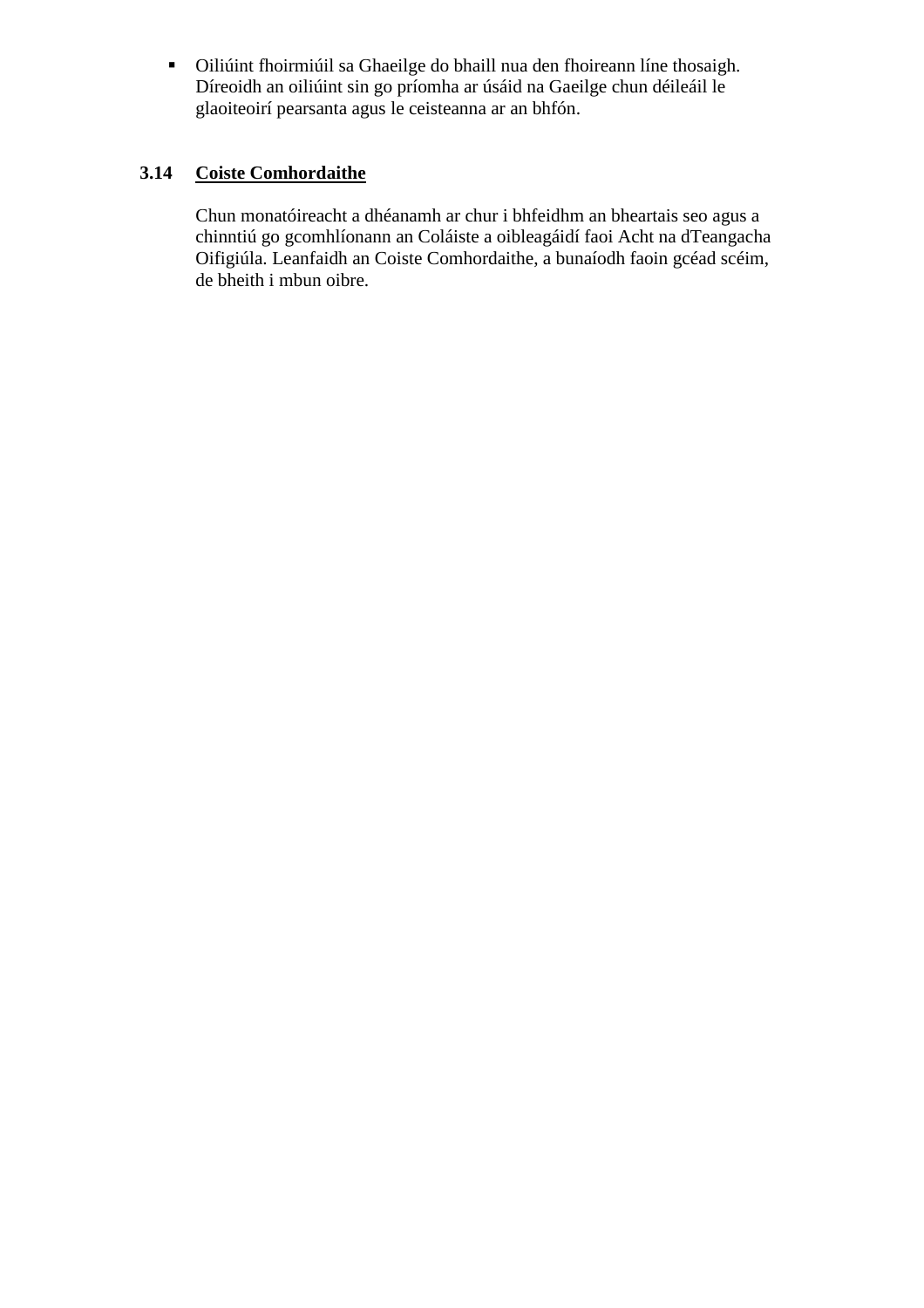- Oiliúint fhoirmiúil sa Ghaeilge do bhaill nua den fhoireann líne thosaigh. Díreoidh an oiliúint sin go príomha ar úsáid na Gaeilge chun déileáil le glaoiteoirí pearsanta agus le ceisteanna ar an bhfón.

### 3.14 Coiste Comhordaithe

Chun monatóireacht a dhéanamh ar chur i bhfeidhm an bheartais seo agus a chinntiú go gcomhlíonann an Coláiste a oibleagáidí faoi Acht na dTeangacha Oifigiúla. Leanfaidh an Coiste Comhordaithe, a bunaíodh faoin gcéad scéim, de bheith i mbun oibre.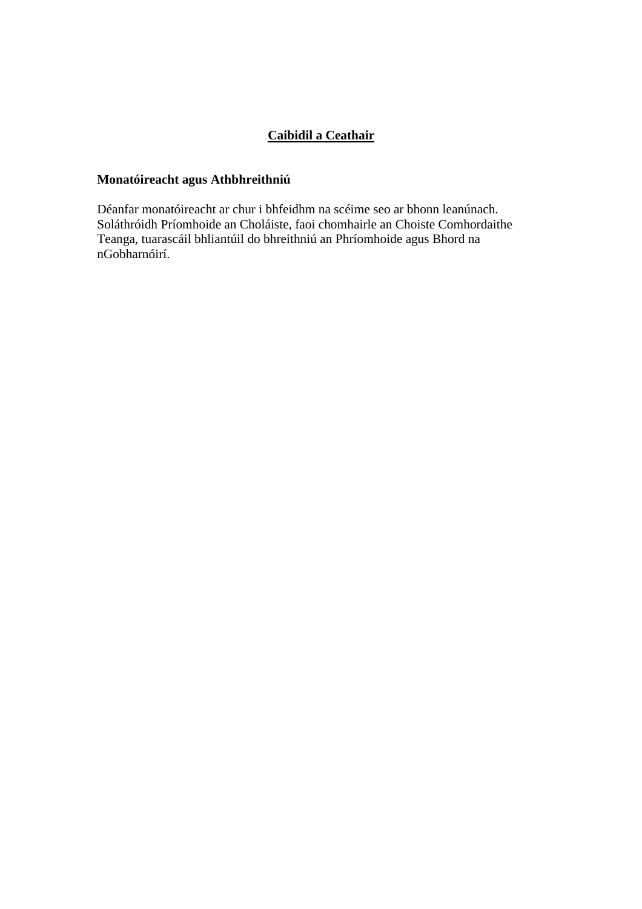## Caibidil a Ceathair

**Monatóireacht agus Athbhreithniú**

Déanfar monatóireacht ar chur i bhfeidhm na scéime seo ar bhonn leanúnach. Soláthróidh Príomhoide an Choláiste, faoi chomhairle an Choiste Comhordaithe Teanga, tuarascáil bhliantúil do bhreithniú an Phríomhoide agus Bhord na nGobharnóirí.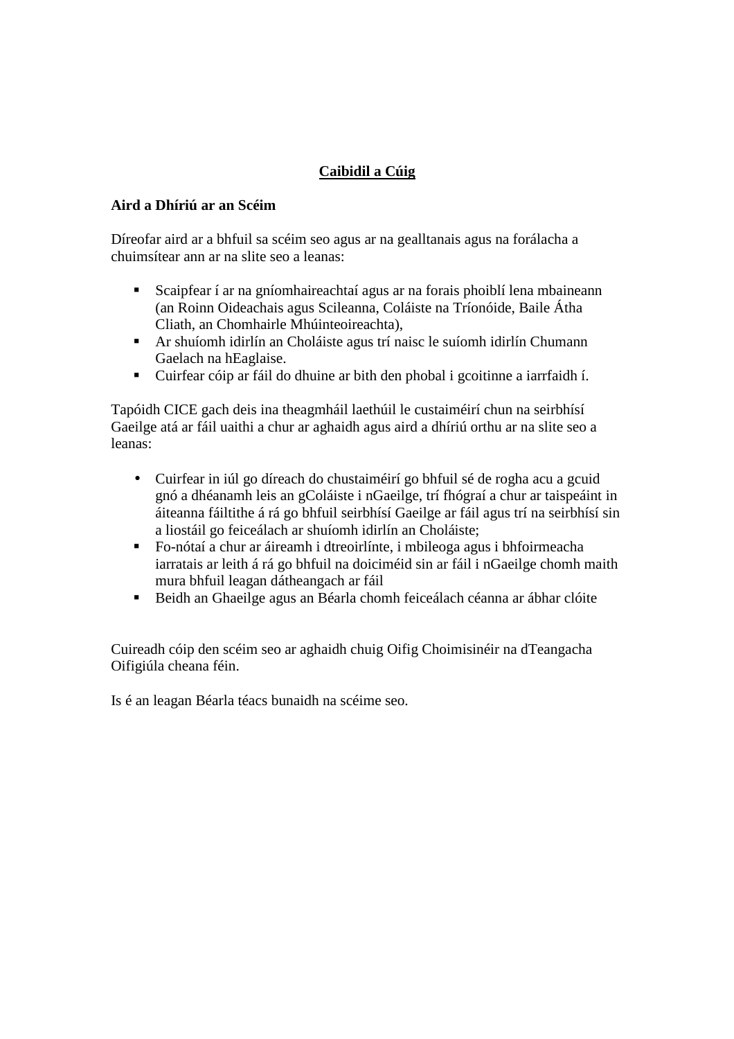## Caibidil a Cúig

**Aird a Dhíriú ar an Scéim**

Díreofar aird ar a bhfuil sa scéim seo agus ar na gealltanais agus na forálacha a chuimsítear ann ar na slite seo a leanas:

- Scaipfear í ar na gníomhaireachtaí agus ar na forais phoiblí lena mbaineann (an Roinn Oideachais agus Scileanna, Coláiste na Tríonóide, Baile Átha Cliath, an Chomhairle Mhúinteoireachta),
- Ar shuíomh idirlín an Choláiste agus trí naisc le suíomh idirlín Chumann Gaelach na hEaglaise.
- Cuirfear cóip ar fáil do dhuine ar bith den phobal i gcoitinne a iarrfaidh í.

Tapóidh CICE gach deis ina theagmháil laethúil le custaiméirí chun na seirbhísí Gaeilge atá ar fáil uaithi a chur ar aghaidh agus aird a dhíriú orthu ar na slite seo a leanas:

- Cuirfear in iúl go díreach do chustaiméirí go bhfuil sé de rogha acu a gcuid gnó a dhéanamh leis an gColáiste i nGaeilge, trí fhógraí a chur ar taispeáint in áiteanna fáiltithe á rá go bhfuil seirbhísí Gaeilge ar fáil agus trí na seirbhísí sin a liostáil go feiceálach ar shuíomh idirlín an Choláiste;
- Fo-nótaí a chur ar áireamh i dtreoirlínte, i mbileoga agus i bhfoirmeacha iarratais ar leith á rá go bhfuil na doiciméid sin ar fáil i nGaeilge chomh maith mura bhfuil leagan dátheangach ar fáil
- Beidh an Ghaeilge agus an Béarla chomh feiceálach céanna ar ábhar clóite

Cuireadh cóip den scéim seo ar aghaidh chuig Oifig Choimisinéir na dTeangacha Oifigiúla cheana féin.

Is é an leagan Béarla téacs bunaidh na scéime seo.